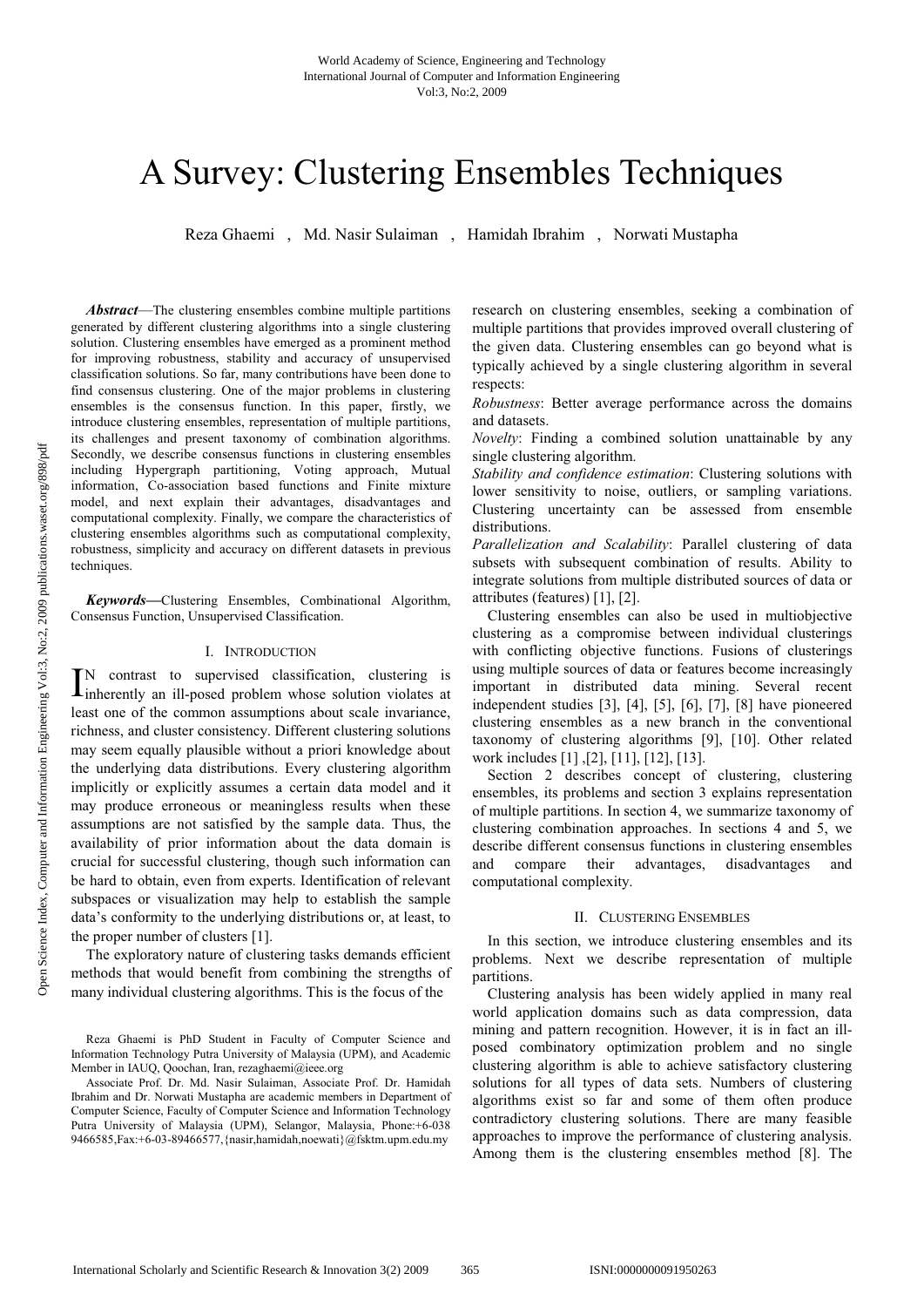# A Survey: Clustering Ensembles Techniques

Reza Ghaemi , Md. Nasir Sulaiman , Hamidah Ibrahim , Norwati Mustapha

***Abstract*****—**The clustering ensembles combine multiple partitions generated by different clustering algorithms into a single clustering solution. Clustering ensembles have emerged as a prominent method for improving robustness, stability and accuracy of unsupervised classification solutions. So far, many contributions have been done to find consensus clustering. One of the major problems in clustering ensembles is the consensus function. In this paper, firstly, we introduce clustering ensembles, representation of multiple partitions, its challenges and present taxonomy of combination algorithms. Secondly, we describe consensus functions in clustering ensembles including Hypergraph partitioning, Voting approach, Mutual information, Co-association based functions and Finite mixture model, and next explain their advantages, disadvantages and computational complexity. Finally, we compare the characteristics of clustering ensembles algorithms such as computational complexity, robustness, simplicity and accuracy on different datasets in previous techniques.

***Keywords*****—**Clustering Ensembles, Combinational Algorithm, Consensus Function, Unsupervised Classification.

## I. Introduction

In contrast to supervised classification, clustering is inherently an ill-posed problem whose solution violates at least one of the common assumptions about scale invariance, richness, and cluster consistency. Different clustering solutions may seem equally plausible without a priori knowledge about the underlying data distributions. Every clustering algorithm implicitly or explicitly assumes a certain data model and it may produce erroneous or meaningless results when these assumptions are not satisfied by the sample data. Thus, the availability of prior information about the data domain is crucial for successful clustering, though such information can be hard to obtain, even from experts. Identification of relevant subspaces or visualization may help to establish the sample data's conformity to the underlying distributions or, at least, to the proper number of clusters [1].

The exploratory nature of clustering tasks demands efficient methods that would benefit from combining the strengths of many individual clustering algorithms. This is the focus of the research on clustering ensembles, seeking a combination of multiple partitions that provides improved overall clustering of the given data. Clustering ensembles can go beyond what is typically achieved by a single clustering algorithm in several respects:

*Robustness*: Better average performance across the domains and datasets.

*Novelty*: Finding a combined solution unattainable by any single clustering algorithm.

*Stability and confidence estimation*: Clustering solutions with lower sensitivity to noise, outliers, or sampling variations. Clustering uncertainty can be assessed from ensemble distributions.

*Parallelization and Scalability*: Parallel clustering of data subsets with subsequent combination of results. Ability to integrate solutions from multiple distributed sources of data or attributes (features) [1], [2].

Clustering ensembles can also be used in multiobjective clustering as a compromise between individual clusterings with conflicting objective functions. Fusions of clusterings using multiple sources of data or features become increasingly important in distributed data mining. Several recent independent studies [3], [4], [5], [6], [7], [8] have pioneered clustering ensembles as a new branch in the conventional taxonomy of clustering algorithms [9], [10]. Other related work includes [1] ,[2], [11], [12], [13].

Section 2 describes concept of clustering, clustering ensembles, its problems and section 3 explains representation of multiple partitions. In section 4, we summarize taxonomy of clustering combination approaches. In sections 4 and 5, we describe different consensus functions in clustering ensembles and compare their advantages, disadvantages and computational complexity.

## II. Clustering Ensembles

In this section, we introduce clustering ensembles and its problems. Next we describe representation of multiple partitions.

Clustering analysis has been widely applied in many real world application domains such as data compression, data mining and pattern recognition. However, it is in fact an ill-posed combinatory optimization problem and no single clustering algorithm is able to achieve satisfactory clustering solutions for all types of data sets. Numbers of clustering algorithms exist so far and some of them often produce contradictory clustering solutions. There are many feasible approaches to improve the performance of clustering analysis. Among them is the clustering ensembles method [8]. The

Reza Ghaemi is PhD Student in Faculty of Computer Science and Information Technology Putra University of Malaysia (UPM), and Academic Member in IAUQ, Qoochan, Iran, rezaghaemi@ieee.org

Associate Prof. Dr. Md. Nasir Sulaiman, Associate Prof. Dr. Hamidah Ibrahim and Dr. Norwati Mustapha are academic members in Department of Computer Science, Faculty of Computer Science and Information Technology Putra University of Malaysia (UPM), Selangor, Malaysia, Phone:+6-038 9466585,Fax:+6-03-89466577,{nasir,hamidah,noewati}@fsktm.upm.edu.my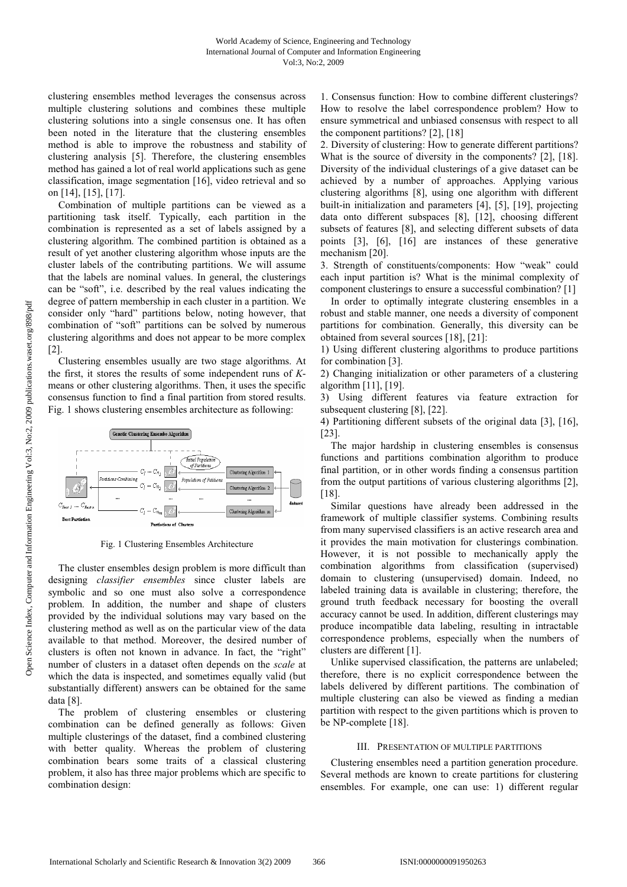clustering ensembles method leverages the consensus across multiple clustering solutions and combines these multiple clustering solutions into a single consensus one. It has often been noted in the literature that the clustering ensembles method is able to improve the robustness and stability of clustering analysis [5]. Therefore, the clustering ensembles method has gained a lot of real world applications such as gene classification, image segmentation [16], video retrieval and so on [14], [15], [17].

Combination of multiple partitions can be viewed as a partitioning task itself. Typically, each partition in the combination is represented as a set of labels assigned by a clustering algorithm. The combined partition is obtained as a result of yet another clustering algorithm whose inputs are the cluster labels of the contributing partitions. We will assume that the labels are nominal values. In general, the clusterings can be "soft", i.e. described by the real values indicating the degree of pattern membership in each cluster in a partition. We consider only "hard" partitions below, noting however, that combination of "soft" partitions can be solved by numerous clustering algorithms and does not appear to be more complex [2].

Clustering ensembles usually are two stage algorithms. At the first, it stores the results of some independent runs of *K*-means or other clustering algorithms. Then, it uses the specific consensus function to find a final partition from stored results. Fig. 1 shows clustering ensembles architecture as following:

Fig. 1 Clustering Ensembles Architecture

The cluster ensembles design problem is more difficult than designing *classifier ensembles* since cluster labels are symbolic and so one must also solve a correspondence problem. In addition, the number and shape of clusters provided by the individual solutions may vary based on the clustering method as well as on the particular view of the data available to that method. Moreover, the desired number of clusters is often not known in advance. In fact, the "right" number of clusters in a dataset often depends on the *scale* at which the data is inspected, and sometimes equally valid (but substantially different) answers can be obtained for the same data [8].

The problem of clustering ensembles or clustering combination can be defined generally as follows: Given multiple clusterings of the dataset, find a combined clustering with better quality. Whereas the problem of clustering combination bears some traits of a classical clustering problem, it also has three major problems which are specific to combination design:

1. Consensus function: How to combine different clusterings? How to resolve the label correspondence problem? How to ensure symmetrical and unbiased consensus with respect to all the component partitions? [2], [18]

2. Diversity of clustering: How to generate different partitions? What is the source of diversity in the components? [2], [18]. Diversity of the individual clusterings of a give dataset can be achieved by a number of approaches. Applying various clustering algorithms [8], using one algorithm with different built-in initialization and parameters [4], [5], [19], projecting data onto different subspaces [8], [12], choosing different subsets of features [8], and selecting different subsets of data points [3], [6], [16] are instances of these generative mechanism [20].

3. Strength of constituents/components: How "weak" could each input partition is? What is the minimal complexity of component clusterings to ensure a successful combination? [1]

In order to optimally integrate clustering ensembles in a robust and stable manner, one needs a diversity of component partitions for combination. Generally, this diversity can be obtained from several sources [18], [21]:

1) Using different clustering algorithms to produce partitions for combination [3].

2) Changing initialization or other parameters of a clustering algorithm [11], [19].

3) Using different features via feature extraction for subsequent clustering [8], [22].

4) Partitioning different subsets of the original data [3], [16], [23].

The major hardship in clustering ensembles is consensus functions and partitions combination algorithm to produce final partition, or in other words finding a consensus partition from the output partitions of various clustering algorithms [2], [18].

Similar questions have already been addressed in the framework of multiple classifier systems. Combining results from many supervised classifiers is an active research area and it provides the main motivation for clusterings combination. However, it is not possible to mechanically apply the combination algorithms from classification (supervised) domain to clustering (unsupervised) domain. Indeed, no labeled training data is available in clustering; therefore, the ground truth feedback necessary for boosting the overall accuracy cannot be used. In addition, different clusterings may produce incompatible data labeling, resulting in intractable correspondence problems, especially when the numbers of clusters are different [1].

Unlike supervised classification, the patterns are unlabeled; therefore, there is no explicit correspondence between the labels delivered by different partitions. The combination of multiple clustering can also be viewed as finding a median partition with respect to the given partitions which is proven to be NP-complete [18].

## III. Presentation of Multiple Partitions

Clustering ensembles need a partition generation procedure. Several methods are known to create partitions for clustering ensembles. For example, one can use: 1) different regular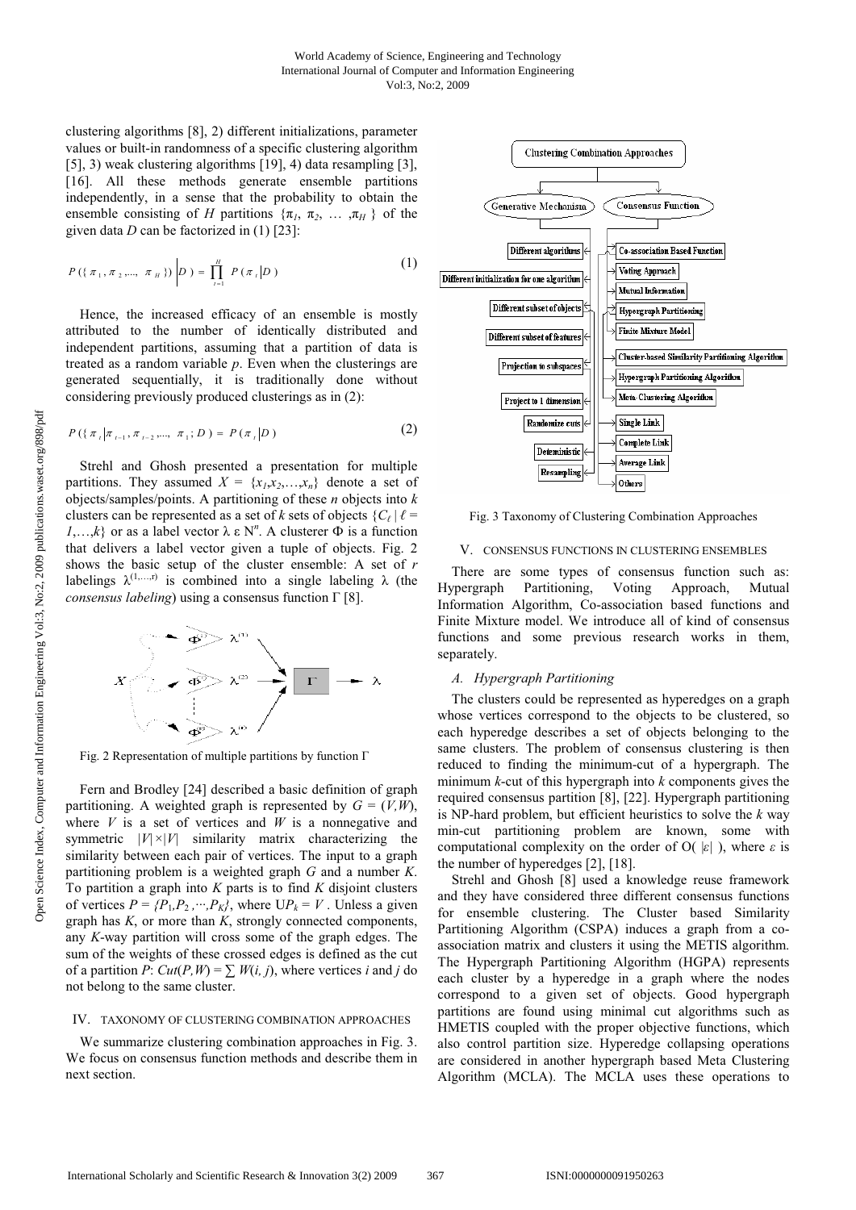clustering algorithms [8], 2) different initializations, parameter values or built-in randomness of a specific clustering algorithm [5], 3) weak clustering algorithms [19], 4) data resampling [3], [16]. All these methods generate ensemble partitions independently, in a sense that the probability to obtain the ensemble consisting of $H$ partitions $\{\pi_1, \pi_2, \ldots, \pi_H\}$ of the given data $D$ can be factorized in (1) [23]:

$$P(\{\pi_1, \pi_2, \ldots, \pi_H\}) \Big| D) = \prod_{t=1}^{H} P(\pi_t | D) \quad (1)$$

Hence, the increased efficacy of an ensemble is mostly attributed to the number of identically distributed and independent partitions, assuming that a partition of data is treated as a random variable $p$. Even when the clusterings are generated sequentially, it is traditionally done without considering previously produced clusterings as in (2):

$$P(\{\pi_t | \pi_{t-1}, \pi_{t-2}, \ldots, \pi_1; D) = P(\pi_t | D) \quad (2)$$

Strehl and Ghosh presented a presentation for multiple partitions. They assumed $X = \{x_1, x_2, \ldots, x_n\}$ denote a set of objects/samples/points. A partitioning of these $n$ objects into $k$ clusters can be represented as a set of $k$ sets of objects $\{C_\ell \mid \ell = 1, \ldots, k\}$ or as a label vector $\lambda \varepsilon N^n$. A clusterer $\Phi$ is a function that delivers a label vector given a tuple of objects. Fig. 2 shows the basic setup of the cluster ensemble: A set of $r$ labelings $\lambda^{(1,\ldots,r)}$ is combined into a single labeling $\lambda$ (the *consensus labeling*) using a consensus function $\Gamma$ [8].

Fig. 2 Representation of multiple partitions by function $\Gamma$

Fern and Brodley [24] described a basic definition of graph partitioning. A weighted graph is represented by $G = (V,W)$, where $V$ is a set of vertices and $W$ is a nonnegative and symmetric $|V|\times|V|$ similarity matrix characterizing the similarity between each pair of vertices. The input to a graph partitioning problem is a weighted graph $G$ and a number $K$. To partition a graph into $K$ parts is to find $K$ disjoint clusters of vertices $P = \{P_1, P_2, \cdots, P_K\}$, where $\cup P_k = V$. Unless a given graph has $K$, or more than $K$, strongly connected components, any $K$-way partition will cross some of the graph edges. The sum of the weights of these crossed edges is defined as the cut of a partition $P$: $Cut(P,W) = \sum W(i, j)$, where vertices $i$ and $j$ do not belong to the same cluster.

## IV. Taxonomy of Clustering Combination Approaches

We summarize clustering combination approaches in Fig. 3. We focus on consensus function methods and describe them in next section.

Fig. 3 Taxonomy of Clustering Combination Approaches

## V. Consensus Functions in Clustering Ensembles

There are some types of consensus function such as: Hypergraph Partitioning, Voting Approach, Mutual Information Algorithm, Co-association based functions and Finite Mixture model. We introduce all of kind of consensus functions and some previous research works in them, separately.

### A. Hypergraph Partitioning

The clusters could be represented as hyperedges on a graph whose vertices correspond to the objects to be clustered, so each hyperedge describes a set of objects belonging to the same clusters. The problem of consensus clustering is then reduced to finding the minimum-cut of a hypergraph. The minimum $k$-cut of this hypergraph into $k$ components gives the required consensus partition [8], [22]. Hypergraph partitioning is NP-hard problem, but efficient heuristics to solve the $k$ way min-cut partitioning problem are known, some with computational complexity on the order of O( $|\varepsilon|$ ), where $\varepsilon$ is the number of hyperedges [2], [18].

Strehl and Ghosh [8] used a knowledge reuse framework and they have considered three different consensus functions for ensemble clustering. The Cluster based Similarity Partitioning Algorithm (CSPA) induces a graph from a co-association matrix and clusters it using the METIS algorithm. The Hypergraph Partitioning Algorithm (HGPA) represents each cluster by a hyperedge in a graph where the nodes correspond to a given set of objects. Good hypergraph partitions are found using minimal cut algorithms such as HMETIS coupled with the proper objective functions, which also control partition size. Hyperedge collapsing operations are considered in another hypergraph based Meta Clustering Algorithm (MCLA). The MCLA uses these operations to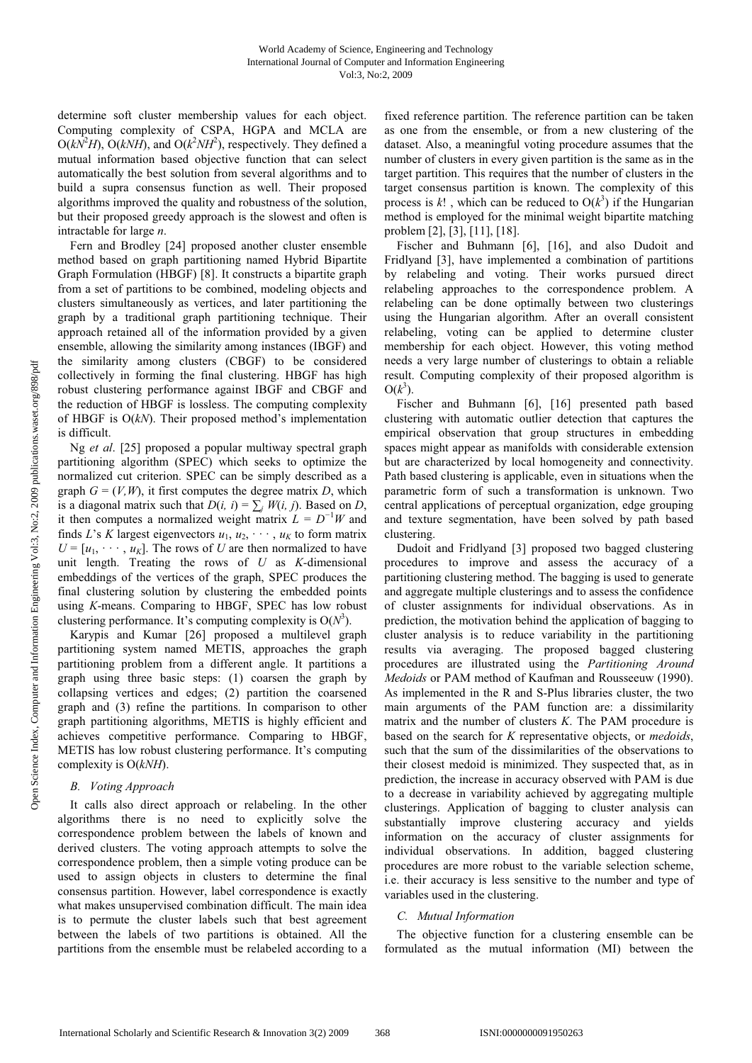determine soft cluster membership values for each object. Computing complexity of CSPA, HGPA and MCLA are $O(kN^2H)$, $O(kNH)$, and $O(k^2NH^2)$, respectively. They defined a mutual information based objective function that can select automatically the best solution from several algorithms and to build a supra consensus function as well. Their proposed algorithms improved the quality and robustness of the solution, but their proposed greedy approach is the slowest and often is intractable for large $n$.

Fern and Brodley [24] proposed another cluster ensemble method based on graph partitioning named Hybrid Bipartite Graph Formulation (HBGF) [8]. It constructs a bipartite graph from a set of partitions to be combined, modeling objects and clusters simultaneously as vertices, and later partitioning the graph by a traditional graph partitioning technique. Their approach retained all of the information provided by a given ensemble, allowing the similarity among instances (IBGF) and the similarity among clusters (CBGF) to be considered collectively in forming the final clustering. HBGF has high robust clustering performance against IBGF and CBGF and the reduction of HBGF is lossless. The computing complexity of HBGF is $O(kN)$. Their proposed method's implementation is difficult.

Ng *et al*. [25] proposed a popular multiway spectral graph partitioning algorithm (SPEC) which seeks to optimize the normalized cut criterion. SPEC can be simply described as a graph $G = (V, W)$, it first computes the degree matrix $D$, which is a diagonal matrix such that $D(i, i) = \sum_j W(i, j)$. Based on $D$, it then computes a normalized weight matrix $L = D^{-1}W$ and finds $L$'s $K$ largest eigenvectors $u_1, u_2, \cdots, u_K$ to form matrix $U = [u_1, \cdots, u_K]$. The rows of $U$ are then normalized to have unit length. Treating the rows of $U$ as $K$-dimensional embeddings of the vertices of the graph, SPEC produces the final clustering solution by clustering the embedded points using $K$-means. Comparing to HBGF, SPEC has low robust clustering performance. It's computing complexity is $O(N^3)$.

Karypis and Kumar [26] proposed a multilevel graph partitioning system named METIS, approaches the graph partitioning problem from a different angle. It partitions a graph using three basic steps: (1) coarsen the graph by collapsing vertices and edges; (2) partition the coarsened graph and (3) refine the partitions. In comparison to other graph partitioning algorithms, METIS is highly efficient and achieves competitive performance. Comparing to HBGF, METIS has low robust clustering performance. It's computing complexity is $O(kNH)$.

### B. Voting Approach

It calls also direct approach or relabeling. In the other algorithms there is no need to explicitly solve the correspondence problem between the labels of known and derived clusters. The voting approach attempts to solve the correspondence problem, then a simple voting produce can be used to assign objects in clusters to determine the final consensus partition. However, label correspondence is exactly what makes unsupervised combination difficult. The main idea is to permute the cluster labels such that best agreement between the labels of two partitions is obtained. All the partitions from the ensemble must be relabeled according to a fixed reference partition. The reference partition can be taken as one from the ensemble, or from a new clustering of the dataset. Also, a meaningful voting procedure assumes that the number of clusters in every given partition is the same as in the target partition. This requires that the number of clusters in the target consensus partition is known. The complexity of this process is $k!$ , which can be reduced to $O(k^3)$ if the Hungarian method is employed for the minimal weight bipartite matching problem [2], [3], [11], [18].

Fischer and Buhmann [6], [16], and also Dudoit and Fridlyand [3], have implemented a combination of partitions by relabeling and voting. Their works pursued direct relabeling approaches to the correspondence problem. A relabeling can be done optimally between two clusterings using the Hungarian algorithm. After an overall consistent relabeling, voting can be applied to determine cluster membership for each object. However, this voting method needs a very large number of clusterings to obtain a reliable result. Computing complexity of their proposed algorithm is $O(k^3)$.

Fischer and Buhmann [6], [16] presented path based clustering with automatic outlier detection that captures the empirical observation that group structures in embedding spaces might appear as manifolds with considerable extension but are characterized by local homogeneity and connectivity. Path based clustering is applicable, even in situations when the parametric form of such a transformation is unknown. Two central applications of perceptual organization, edge grouping and texture segmentation, have been solved by path based clustering.

Dudoit and Fridlyand [3] proposed two bagged clustering procedures to improve and assess the accuracy of a partitioning clustering method. The bagging is used to generate and aggregate multiple clusterings and to assess the confidence of cluster assignments for individual observations. As in prediction, the motivation behind the application of bagging to cluster analysis is to reduce variability in the partitioning results via averaging. The proposed bagged clustering procedures are illustrated using the *Partitioning Around Medoids* or PAM method of Kaufman and Rousseeuw (1990). As implemented in the R and S-Plus libraries cluster, the two main arguments of the PAM function are: a dissimilarity matrix and the number of clusters $K$. The PAM procedure is based on the search for $K$ representative objects, or *medoids*, such that the sum of the dissimilarities of the observations to their closest medoid is minimized. They suspected that, as in prediction, the increase in accuracy observed with PAM is due to a decrease in variability achieved by aggregating multiple clusterings. Application of bagging to cluster analysis can substantially improve clustering accuracy and yields information on the accuracy of cluster assignments for individual observations. In addition, bagged clustering procedures are more robust to the variable selection scheme, i.e. their accuracy is less sensitive to the number and type of variables used in the clustering.

### C. Mutual Information

The objective function for a clustering ensemble can be formulated as the mutual information (MI) between the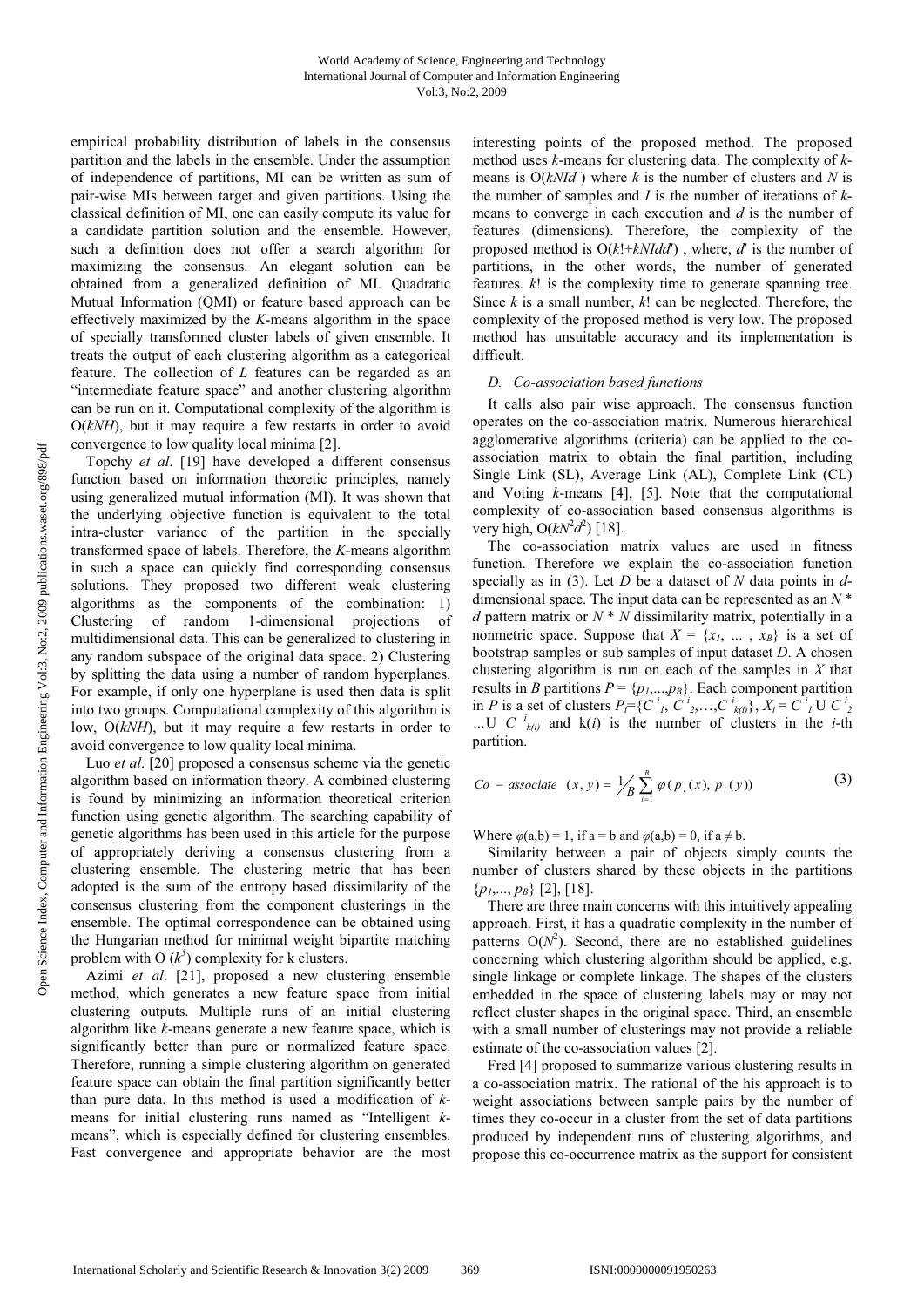empirical probability distribution of labels in the consensus partition and the labels in the ensemble. Under the assumption of independence of partitions, MI can be written as sum of pair-wise MIs between target and given partitions. Using the classical definition of MI, one can easily compute its value for a candidate partition solution and the ensemble. However, such a definition does not offer a search algorithm for maximizing the consensus. An elegant solution can be obtained from a generalized definition of MI. Quadratic Mutual Information (QMI) or feature based approach can be effectively maximized by the *K*-means algorithm in the space of specially transformed cluster labels of given ensemble. It treats the output of each clustering algorithm as a categorical feature. The collection of *L* features can be regarded as an "intermediate feature space" and another clustering algorithm can be run on it. Computational complexity of the algorithm is $O(kNH)$, but it may require a few restarts in order to avoid convergence to low quality local minima [2].

Topchy *et al*. [19] have developed a different consensus function based on information theoretic principles, namely using generalized mutual information (MI). It was shown that the underlying objective function is equivalent to the total intra-cluster variance of the partition in the specially transformed space of labels. Therefore, the *K*-means algorithm in such a space can quickly find corresponding consensus solutions. They proposed two different weak clustering algorithms as the components of the combination: 1) Clustering of random 1-dimensional projections of multidimensional data. This can be generalized to clustering in any random subspace of the original data space. 2) Clustering by splitting the data using a number of random hyperplanes. For example, if only one hyperplane is used then data is split into two groups. Computational complexity of this algorithm is low, $O(kNH)$, but it may require a few restarts in order to avoid convergence to low quality local minima.

Luo *et al*. [20] proposed a consensus scheme via the genetic algorithm based on information theory. A combined clustering is found by minimizing an information theoretical criterion function using genetic algorithm. The searching capability of genetic algorithms has been used in this article for the purpose of appropriately deriving a consensus clustering from a clustering ensemble. The clustering metric that has been adopted is the sum of the entropy based dissimilarity of the consensus clustering from the component clusterings in the ensemble. The optimal correspondence can be obtained using the Hungarian method for minimal weight bipartite matching problem with $O(k^3)$ complexity for k clusters.

Azimi *et al*. [21], proposed a new clustering ensemble method, which generates a new feature space from initial clustering outputs. Multiple runs of an initial clustering algorithm like *k*-means generate a new feature space, which is significantly better than pure or normalized feature space. Therefore, running a simple clustering algorithm on generated feature space can obtain the final partition significantly better than pure data. In this method is used a modification of *k*-means for initial clustering runs named as "Intelligent *k*-means", which is especially defined for clustering ensembles. Fast convergence and appropriate behavior are the most interesting points of the proposed method. The proposed method uses *k*-means for clustering data. The complexity of *k*-means is $O(kNId)$ where $k$ is the number of clusters and $N$ is the number of samples and $I$ is the number of iterations of *k*-means to converge in each execution and $d$ is the number of features (dimensions). Therefore, the complexity of the proposed method is $O(k!+kNIdd')$ , where, $d'$ is the number of partitions, in the other words, the number of generated features. $k!$ is the complexity time to generate spanning tree. Since $k$ is a small number, $k!$ can be neglected. Therefore, the complexity of the proposed method is very low. The proposed method has unsuitable accuracy and its implementation is difficult.

### *D. Co-association based functions*

It calls also pair wise approach. The consensus function operates on the co-association matrix. Numerous hierarchical agglomerative algorithms (criteria) can be applied to the co-association matrix to obtain the final partition, including Single Link (SL), Average Link (AL), Complete Link (CL) and Voting *k*-means [4], [5]. Note that the computational complexity of co-association based consensus algorithms is very high, $O(kN^2d^2)$ [18].

The co-association matrix values are used in fitness function. Therefore we explain the co-association function specially as in (3). Let $D$ be a dataset of $N$ data points in $d$-dimensional space. The input data can be represented as an $N * d$ pattern matrix or $N * N$ dissimilarity matrix, potentially in a nonmetric space. Suppose that $X = \{x_1, \ldots , x_B\}$ is a set of bootstrap samples or sub samples of input dataset $D$. A chosen clustering algorithm is run on each of the samples in $X$ that results in $B$ partitions $P = \{p_1,\ldots,p_B\}$. Each component partition in $P$ is a set of clusters $P_i=\{C^i_1, C^i_2,\ldots,C^i_{k(i)}\}$, $X_i = C^i_1 \cup C^i_2 \ldots \cup C^i_{k(i)}$ and $k(i)$ is the number of clusters in the $i$-th partition.

$$Co-associate\ (x, y) = \frac{1}{B}\sum_{i=1}^{B} \varphi(p_i(x), p_i(y)) \tag{3}$$

Where $\varphi(a,b) = 1$, if $a = b$ and $\varphi(a,b) = 0$, if $a \neq b$.

Similarity between a pair of objects simply counts the number of clusters shared by these objects in the partitions $\{p_1,\ldots, p_B\}$ [2], [18].

There are three main concerns with this intuitively appealing approach. First, it has a quadratic complexity in the number of patterns $O(N^2)$. Second, there are no established guidelines concerning which clustering algorithm should be applied, e.g. single linkage or complete linkage. The shapes of the clusters embedded in the space of clustering labels may or may not reflect cluster shapes in the original space. Third, an ensemble with a small number of clusterings may not provide a reliable estimate of the co-association values [2].

Fred [4] proposed to summarize various clustering results in a co-association matrix. The rational of the his approach is to weight associations between sample pairs by the number of times they co-occur in a cluster from the set of data partitions produced by independent runs of clustering algorithms, and propose this co-occurrence matrix as the support for consistent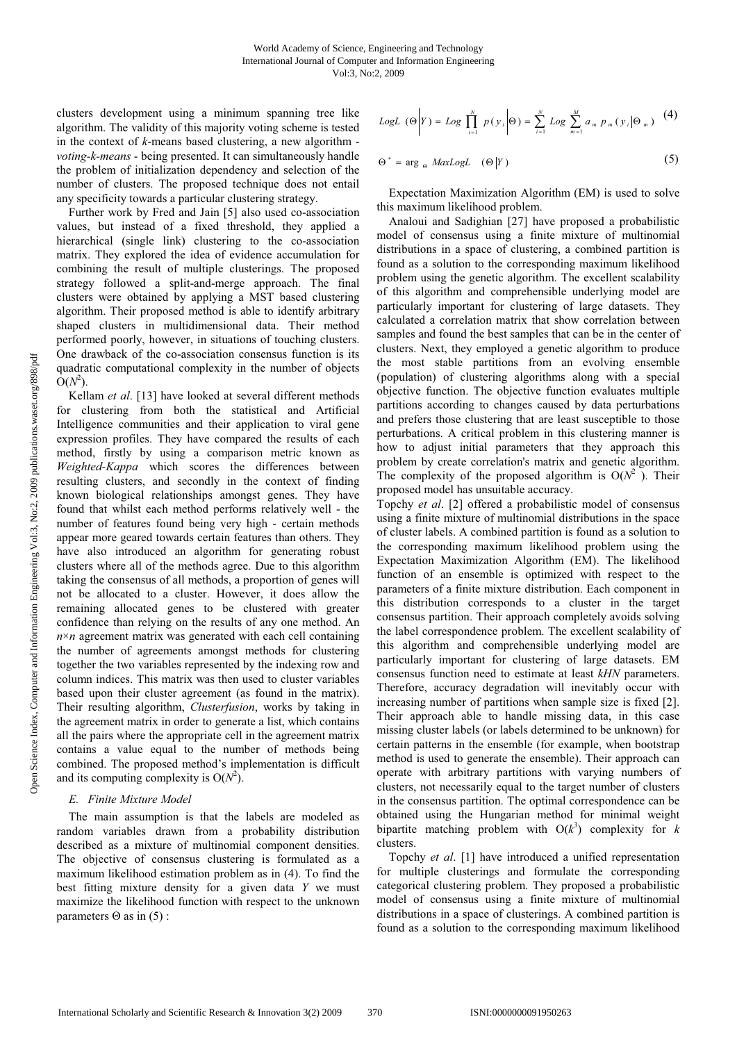clusters development using a minimum spanning tree like algorithm. The validity of this majority voting scheme is tested in the context of *k*-means based clustering, a new algorithm - *voting-k-means* - being presented. It can simultaneously handle the problem of initialization dependency and selection of the number of clusters. The proposed technique does not entail any specificity towards a particular clustering strategy.

Further work by Fred and Jain [5] also used co-association values, but instead of a fixed threshold, they applied a hierarchical (single link) clustering to the co-association matrix. They explored the idea of evidence accumulation for combining the result of multiple clusterings. The proposed strategy followed a split-and-merge approach. The final clusters were obtained by applying a MST based clustering algorithm. Their proposed method is able to identify arbitrary shaped clusters in multidimensional data. Their method performed poorly, however, in situations of touching clusters. One drawback of the co-association consensus function is its quadratic computational complexity in the number of objects $O(N^2)$.

Kellam *et al*. [13] have looked at several different methods for clustering from both the statistical and Artificial Intelligence communities and their application to viral gene expression profiles. They have compared the results of each method, firstly by using a comparison metric known as *Weighted-Kappa* which scores the differences between resulting clusters, and secondly in the context of finding known biological relationships amongst genes. They have found that whilst each method performs relatively well - the number of features found being very high - certain methods appear more geared towards certain features than others. They have also introduced an algorithm for generating robust clusters where all of the methods agree. Due to this algorithm taking the consensus of all methods, a proportion of genes will not be allocated to a cluster. However, it does allow the remaining allocated genes to be clustered with greater confidence than relying on the results of any one method. An $n \times n$ agreement matrix was generated with each cell containing the number of agreements amongst methods for clustering together the two variables represented by the indexing row and column indices. This matrix was then used to cluster variables based upon their cluster agreement (as found in the matrix). Their resulting algorithm, *Clusterfusion*, works by taking in the agreement matrix in order to generate a list, which contains all the pairs where the appropriate cell in the agreement matrix contains a value equal to the number of methods being combined. The proposed method's implementation is difficult and its computing complexity is $O(N^2)$.

### *E. Finite Mixture Model*

The main assumption is that the labels are modeled as random variables drawn from a probability distribution described as a mixture of multinomial component densities. The objective of consensus clustering is formulated as a maximum likelihood estimation problem as in (4). To find the best fitting mixture density for a given data $Y$ we must maximize the likelihood function with respect to the unknown parameters $\Theta$ as in (5) :

$$LogL\left(\Theta \middle| Y\right) = Log \prod_{i=1}^{N} p\left(y_i \middle| \Theta\right) = \sum_{i=1}^{N} Log \sum_{m=1}^{M} a_m \, p_m\left(y_i \middle| \Theta_m\right) \quad (4)$$

$$\Theta^* = \arg_{\Theta} MaxLogL \quad \left(\Theta \middle| Y\right) \quad (5)$$

Expectation Maximization Algorithm (EM) is used to solve this maximum likelihood problem.

Analoui and Sadighian [27] have proposed a probabilistic model of consensus using a finite mixture of multinomial distributions in a space of clustering, a combined partition is found as a solution to the corresponding maximum likelihood problem using the genetic algorithm. The excellent scalability of this algorithm and comprehensible underlying model are particularly important for clustering of large datasets. They calculated a correlation matrix that show correlation between samples and found the best samples that can be in the center of clusters. Next, they employed a genetic algorithm to produce the most stable partitions from an evolving ensemble (population) of clustering algorithms along with a special objective function. The objective function evaluates multiple partitions according to changes caused by data perturbations and prefers those clustering that are least susceptible to those perturbations. A critical problem in this clustering manner is how to adjust initial parameters that they approach this problem by create correlation's matrix and genetic algorithm. The complexity of the proposed algorithm is $O(N^2)$. Their proposed model has unsuitable accuracy.

Topchy *et al*. [2] offered a probabilistic model of consensus using a finite mixture of multinomial distributions in the space of cluster labels. A combined partition is found as a solution to the corresponding maximum likelihood problem using the Expectation Maximization Algorithm (EM). The likelihood function of an ensemble is optimized with respect to the parameters of a finite mixture distribution. Each component in this distribution corresponds to a cluster in the target consensus partition. Their approach completely avoids solving the label correspondence problem. The excellent scalability of this algorithm and comprehensible underlying model are particularly important for clustering of large datasets. EM consensus function need to estimate at least $kHN$ parameters. Therefore, accuracy degradation will inevitably occur with increasing number of partitions when sample size is fixed [2]. Their approach able to handle missing data, in this case missing cluster labels (or labels determined to be unknown) for certain patterns in the ensemble (for example, when bootstrap method is used to generate the ensemble). Their approach can operate with arbitrary partitions with varying numbers of clusters, not necessarily equal to the target number of clusters in the consensus partition. The optimal correspondence can be obtained using the Hungarian method for minimal weight bipartite matching problem with $O(k^3)$ complexity for $k$ clusters.

Topchy *et al*. [1] have introduced a unified representation for multiple clusterings and formulate the corresponding categorical clustering problem. They proposed a probabilistic model of consensus using a finite mixture of multinomial distributions in a space of clusterings. A combined partition is found as a solution to the corresponding maximum likelihood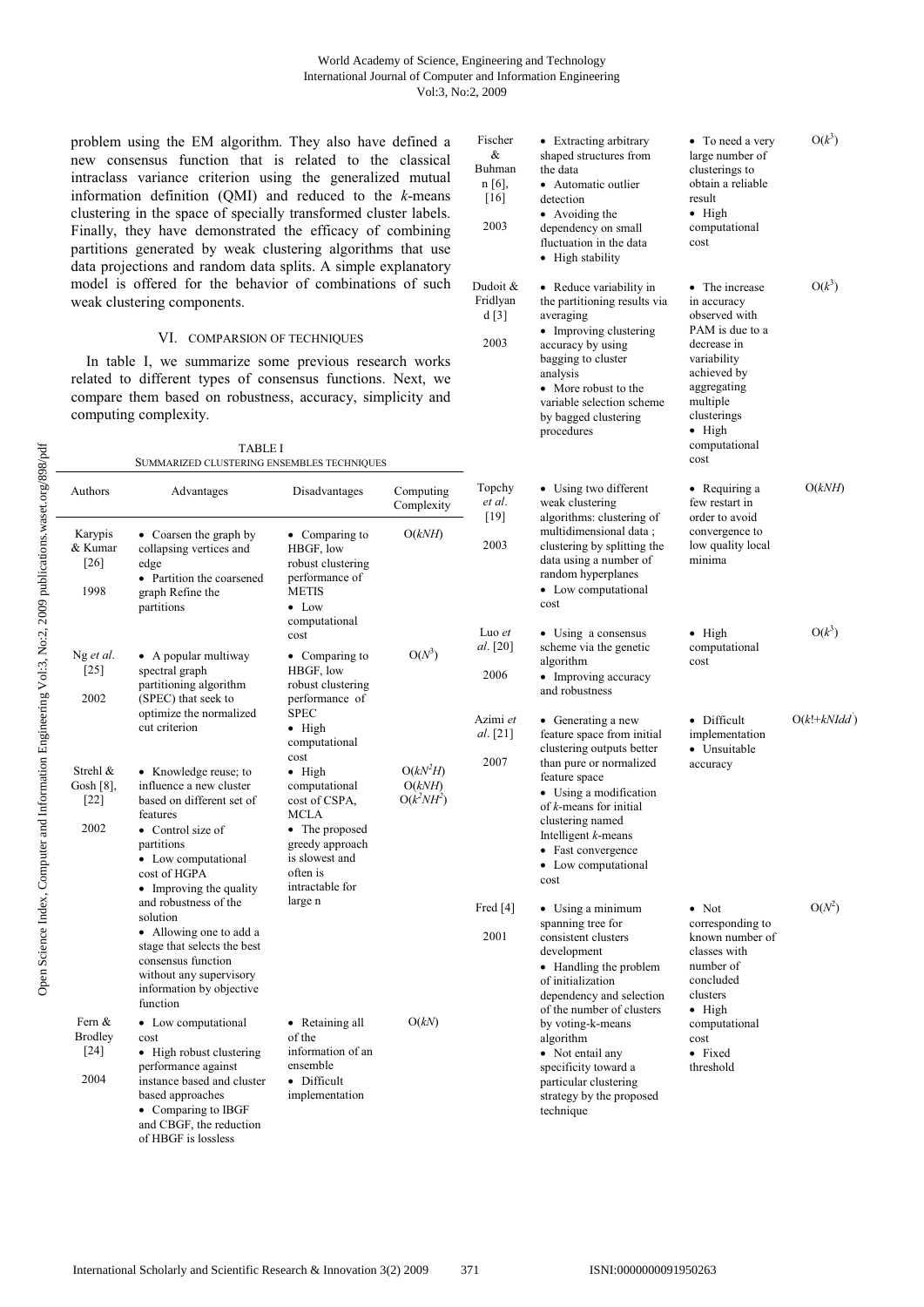problem using the EM algorithm. They also have defined a new consensus function that is related to the classical intraclass variance criterion using the generalized mutual information definition (QMI) and reduced to the $k$-means clustering in the space of specially transformed cluster labels. Finally, they have demonstrated the efficacy of combining partitions generated by weak clustering algorithms that use data projections and random data splits. A simple explanatory model is offered for the behavior of combinations of such weak clustering components.

## VI. COMPARSION OF TECHNIQUES

In table I, we summarize some previous research works related to different types of consensus functions. Next, we compare them based on robustness, accuracy, simplicity and computing complexity.

TABLE I
SUMMARIZED CLUSTERING ENSEMBLES TECHNIQUES

| Authors | Advantages | Disadvantages | Computing Complexity |
|---|---|---|---|
| Karypis & Kumar [26] 1998 | • Coarsen the graph by collapsing vertices and edge • Partition the coarsened graph Refine the partitions | • Comparing to HBGF, low robust clustering performance of METIS • Low computational cost | $O(kNH)$ |
| Ng *et al*. [25] 2002 | • A popular multiway spectral graph partitioning algorithm (SPEC) that seek to optimize the normalized cut criterion | • Comparing to HBGF, low robust clustering performance of SPEC • High computational cost | $O(N^3)$ |
| Strehl & Gosh [8], [22] 2002 | • Knowledge reuse; to influence a new cluster based on different set of features • Control size of partitions • Low computational cost of HGPA • Improving the quality and robustness of the solution • Allowing one to add a stage that selects the best consensus function without any supervisory information by objective function | • High computational cost of CSPA, MCLA • The proposed greedy approach is slowest and often is intractable for large n | $O(kN^2H)$ $O(kNH)$ $O(k^2NH^2)$ |
| Fern & Brodley [24] 2004 | • Low computational cost • High robust clustering performance against instance based and cluster based approaches • Comparing to IBGF and CBGF, the reduction of HBGF is lossless | • Retaining all of the information of an ensemble • Difficult implementation | $O(kN)$ |
| Fischer & Buhmann [6], [16] 2003 | • Extracting arbitrary shaped structures from the data • Automatic outlier detection • Avoiding the dependency on small fluctuation in the data • High stability | • To need a very large number of clusterings to obtain a reliable result • High computational cost | $O(k^3)$ |
| Dudoit & Fridlyand [3] 2003 | • Reduce variability in the partitioning results via averaging • Improving clustering accuracy by using bagging to cluster analysis • More robust to the variable selection scheme by bagged clustering procedures | • The increase in accuracy observed with PAM is due to a decrease in variability achieved by aggregating multiple clusterings • High computational cost | $O(k^3)$ |
| Topchy *et al*. [19] 2003 | • Using two different weak clustering algorithms: clustering of multidimensional data ; clustering by splitting the data using a number of random hyperplanes • Low computational cost | • Requiring a few restart in order to avoid convergence to low quality local minima | $O(kNH)$ |
| Luo *et al*. [20] 2006 | • Using a consensus scheme via the genetic algorithm • Improving accuracy and robustness | • High computational cost | $O(k^3)$ |
| Azimi *et al*. [21] 2007 | • Generating a new feature space from initial clustering outputs better than pure or normalized feature space • Using a modification of $k$-means for initial clustering named Intelligent $k$-means • Fast convergence • Low computational cost | • Difficult implementation • Unsuitable accuracy | $O(k!+kNIdd')$ |
| Fred [4] 2001 | • Using a minimum spanning tree for consistent clusters development • Handling the problem of initialization dependency and selection of the number of clusters by voting-k-means algorithm • Not entail any specificity toward a particular clustering strategy by the proposed technique | • Not corresponding to known number of classes with number of concluded clusters • High computational cost • Fixed threshold | $O(N^2)$ |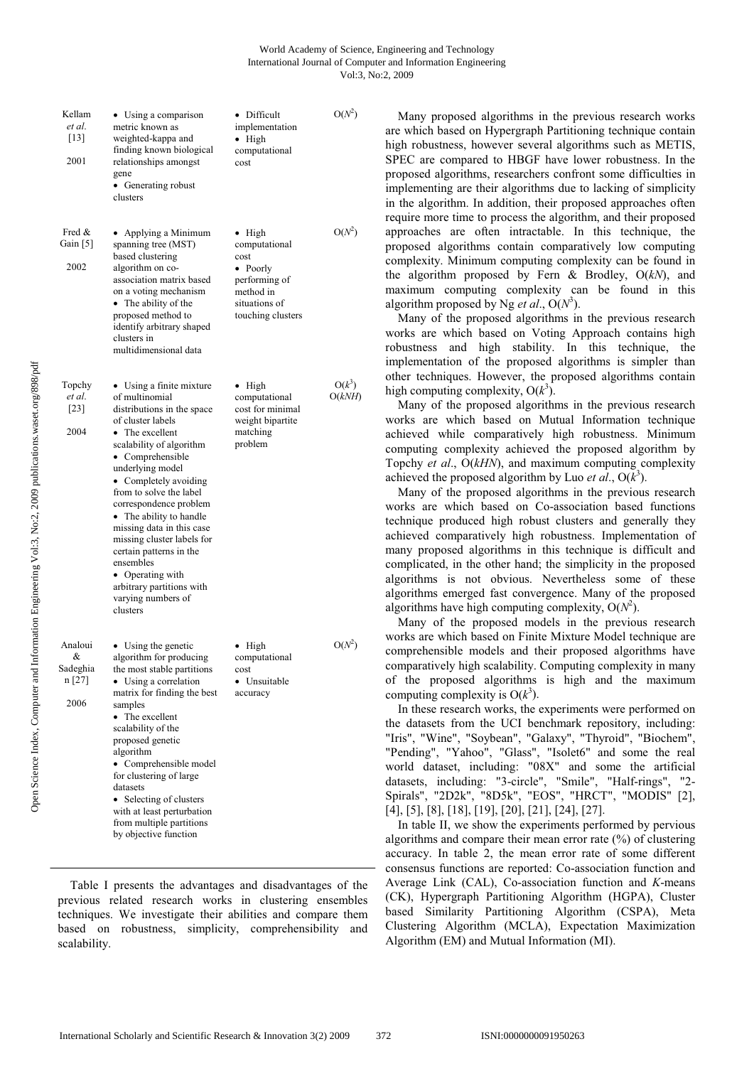| | | | |
|---|---|---|---|
| Kellam *et al.* [13] 2001 | • Using a comparison metric known as weighted-kappa and finding known biological relationships amongst gene • Generating robust clusters | • Difficult implementation • High computational cost | $O(N^2)$ |
| Fred & Gain [5] 2002 | • Applying a Minimum spanning tree (MST) based clustering algorithm on co-association matrix based on a voting mechanism • The ability of the proposed method to identify arbitrary shaped clusters in multidimensional data | • High computational cost • Poorly performing of method in situations of touching clusters | $O(N^2)$ |
| Topchy *et al.* [23] 2004 | • Using a finite mixture of multinomial distributions in the space of cluster labels • The excellent scalability of algorithm • Comprehensible underlying model • Completely avoiding from to solve the label correspondence problem • The ability to handle missing data in this case missing cluster labels for certain patterns in the ensembles • Operating with arbitrary partitions with varying numbers of clusters | • High computational cost for minimal weight bipartite matching problem | $O(k^3)$ $O(kNH)$ |
| Analoui & Sadeghian [27] 2006 | • Using the genetic algorithm for producing the most stable partitions • Using a correlation matrix for finding the best samples • The excellent scalability of the proposed genetic algorithm • Comprehensible model for clustering of large datasets • Selecting of clusters with at least perturbation from multiple partitions by objective function | • High computational cost • Unsuitable accuracy | $O(N^2)$ |

Table I presents the advantages and disadvantages of the previous related research works in clustering ensembles techniques. We investigate their abilities and compare them based on robustness, simplicity, comprehensibility and scalability.

Many proposed algorithms in the previous research works are which based on Hypergraph Partitioning technique contain high robustness, however several algorithms such as METIS, SPEC are compared to HBGF have lower robustness. In the proposed algorithms, researchers confront some difficulties in implementing are their algorithms due to lacking of simplicity in the algorithm. In addition, their proposed approaches often require more time to process the algorithm, and their proposed approaches are often intractable. In this technique, the proposed algorithms contain comparatively low computing complexity. Minimum computing complexity can be found in the algorithm proposed by Fern & Brodley, $O(kN)$, and maximum computing complexity can be found in this algorithm proposed by Ng *et al*., $O(N^3)$.

Many of the proposed algorithms in the previous research works are which based on Voting Approach contains high robustness and high stability. In this technique, the implementation of the proposed algorithms is simpler than other techniques. However, the proposed algorithms contain high computing complexity, $O(k^3)$.

Many of the proposed algorithms in the previous research works are which based on Mutual Information technique achieved while comparatively high robustness. Minimum computing complexity achieved the proposed algorithm by Topchy *et al*., $O(kHN)$, and maximum computing complexity achieved the proposed algorithm by Luo *et al*., $O(k^3)$.

Many of the proposed algorithms in the previous research works are which based on Co-association based functions technique produced high robust clusters and generally they achieved comparatively high robustness. Implementation of many proposed algorithms in this technique is difficult and complicated, in the other hand; the simplicity in the proposed algorithms is not obvious. Nevertheless some of these algorithms emerged fast convergence. Many of the proposed algorithms have high computing complexity, $O(N^2)$.

Many of the proposed models in the previous research works are which based on Finite Mixture Model technique are comprehensible models and their proposed algorithms have comparatively high scalability. Computing complexity in many of the proposed algorithms is high and the maximum computing complexity is $O(k^3)$.

In these research works, the experiments were performed on the datasets from the UCI benchmark repository, including: "Iris", "Wine", "Soybean", "Galaxy", "Thyroid", "Biochem", "Pending", "Yahoo", "Glass", "Isolet6" and some the real world dataset, including: "08X" and some the artificial datasets, including: "3-circle", "Smile", "Half-rings", "2-Spirals", "2D2k", "8D5k", "EOS", "HRCT", "MODIS" [2], [4], [5], [8], [18], [19], [20], [21], [24], [27].

In table II, we show the experiments performed by pervious algorithms and compare their mean error rate (%) of clustering accuracy. In table 2, the mean error rate of some different consensus functions are reported: Co-association function and Average Link (CAL), Co-association function and *K*-means (CK), Hypergraph Partitioning Algorithm (HGPA), Cluster based Similarity Partitioning Algorithm (CSPA), Meta Clustering Algorithm (MCLA), Expectation Maximization Algorithm (EM) and Mutual Information (MI).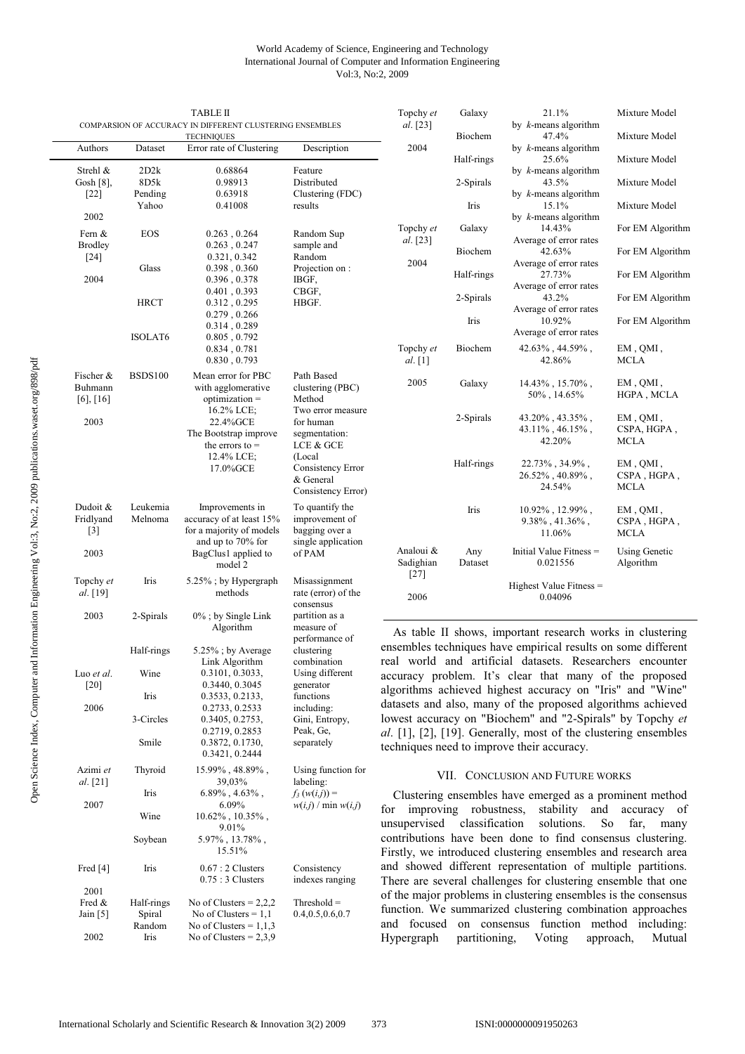TABLE II
COMPARSION OF ACCURACY IN DIFFERENT CLUSTERING ENSEMBLES TECHNIQUES

| Authors | Dataset | Error rate of Clustering | Description |
|---|---|---|---|
| Strehl & Gosh [8], [22] 2002 | 2D2k<br>8D5k<br>Pending<br>Yahoo | 0.68864<br>0.98913<br>0.63918<br>0.41008 | Feature Distributed Clustering (FDC) results |
| Fern & Brodley [24] 2004 | EOS | 0.263 , 0.264<br>0.263 , 0.247<br>0.321, 0.342 | Random Sup sample and Random Projection on : IBGF, CBGF, HBGF. |
| | Glass | 0.398 , 0.360<br>0.396 , 0.378<br>0.401 , 0.393 | |
| | HRCT | 0.312 , 0.295<br>0.279 , 0.266<br>0.314 , 0.289 | |
| | ISOLAT6 | 0.805 , 0.792<br>0.834 , 0.781<br>0.830 , 0.793 | |
| Fischer & Buhmann [6], [16] 2003 | BSDS100 | Mean error for PBC with agglomerative optimization = 16.2% LCE; 22.4%GCE The Bootstrap improve the errors to = 12.4% LCE; 17.0%GCE | Path Based clustering (PBC) Method Two error measure for human segmentation: LCE & GCE (Local Consistency Error & General Consistency Error) |
| Dudoit & Fridlyand [3] 2003 | Leukemia Melnoma | Improvements in accuracy of at least 15% for a majority of models and up to 70% for BagClus1 applied to model 2 | To quantify the improvement of bagging over a single application of PAM |
| Topchy *et al*. [19] 2003 | Iris | 5.25% ; by Hypergraph methods | Misassignment rate (error) of the consensus partition as a measure of performance of clustering combination |
| | 2-Spirals | 0% ; by Single Link Algorithm | |
| | Half-rings | 5.25% ; by Average Link Algorithm | |
| Luo *et al*. [20] 2006 | Wine | 0.3101, 0.3033, 0.3440, 0.3045 | Using different generator functions including: Gini, Entropy, Peak, Ge, separately |
| | Iris | 0.3533, 0.2133, 0.2733, 0.2533 | |
| | 3-Circles | 0.3405, 0.2753, 0.2719, 0.2853 | |
| | Smile | 0.3872, 0.1730, 0.3421, 0.2444 | |
| Azimi *et al*. [21] 2007 | Thyroid | 15.99% , 48.89% , 39,03% | Using function for labeling: $f_3(w(i,j)) = w(i,j) / \min w(i,j)$ |
| | Iris | 6.89% , 4.63% , 6.09% | |
| | Wine | 10.62% , 10.35% , 9.01% | |
| | Soybean | 5.97% , 13.78% , 15.51% | |
| Fred [4] 2001 | Iris | 0.67 : 2 Clusters<br>0.75 : 3 Clusters | Consistency indexes ranging |
| Fred & Jain [5] 2002 | Half-rings<br>Spiral<br>Random<br>Iris | No of Clusters = 2,2,2<br>No of Clusters = 1,1<br>No of Clusters = 1,1,3<br>No of Clusters = 2,3,9 | Threshold = 0.4,0.5,0.6,0.7 |
| Topchy *et al*. [23] 2004 | Galaxy | 21.1% by *k*-means algorithm | Mixture Model |
| | Biochem | 47.4% by *k*-means algorithm | Mixture Model |
| | Half-rings | 25.6% by *k*-means algorithm | Mixture Model |
| | 2-Spirals | 43.5% by *k*-means algorithm | Mixture Model |
| | Iris | 15.1% by *k*-means algorithm | Mixture Model |
| Topchy *et al*. [23] 2004 | Galaxy | 14.43% Average of error rates | For EM Algorithm |
| | Biochem | 42.63% Average of error rates | For EM Algorithm |
| | Half-rings | 27.73% Average of error rates | For EM Algorithm |
| | 2-Spirals | 43.2% Average of error rates | For EM Algorithm |
| | Iris | 10.92% Average of error rates | For EM Algorithm |
| Topchy *et al*. [1] 2005 | Biochem | 42.63% , 44.59% , 42.86% | EM , QMI , MCLA |
| | Galaxy | 14.43% , 15.70% , 50% , 14.65% | EM , QMI , HGPA , MCLA |
| | 2-Spirals | 43.20% , 43.35% , 43.11% , 46.15% , 42.20% | EM , QMI , CSPA, HGPA , MCLA |
| | Half-rings | 22.73% , 34.9% , 26.52% , 40.89% , 24.54% | EM , QMI , CSPA , HGPA , MCLA |
| | Iris | 10.92% , 12.99% , 9.38% , 41.36% , 11.06% | EM , QMI , CSPA , HGPA , MCLA |
| Analoui & Sadighian [27] 2006 | Any Dataset | Initial Value Fitness = 0.021556<br>Highest Value Fitness = 0.04096 | Using Genetic Algorithm |

As table II shows, important research works in clustering ensembles techniques have empirical results on some different real world and artificial datasets. Researchers encounter accuracy problem. It's clear that many of the proposed algorithms achieved highest accuracy on "Iris" and "Wine" datasets and also, many of the proposed algorithms achieved lowest accuracy on "Biochem" and "2-Spirals" by Topchy *et al*. [1], [2], [19]. Generally, most of the clustering ensembles techniques need to improve their accuracy.

## VII. CONCLUSION AND FUTURE WORKS

Clustering ensembles have emerged as a prominent method for improving robustness, stability and accuracy of unsupervised classification solutions. So far, many contributions have been done to find consensus clustering. Firstly, we introduced clustering ensembles and research area and showed different representation of multiple partitions. There are several challenges for clustering ensemble that one of the major problems in clustering ensembles is the consensus function. We summarized clustering combination approaches and focused on consensus function method including: Hypergraph partitioning, Voting approach, Mutual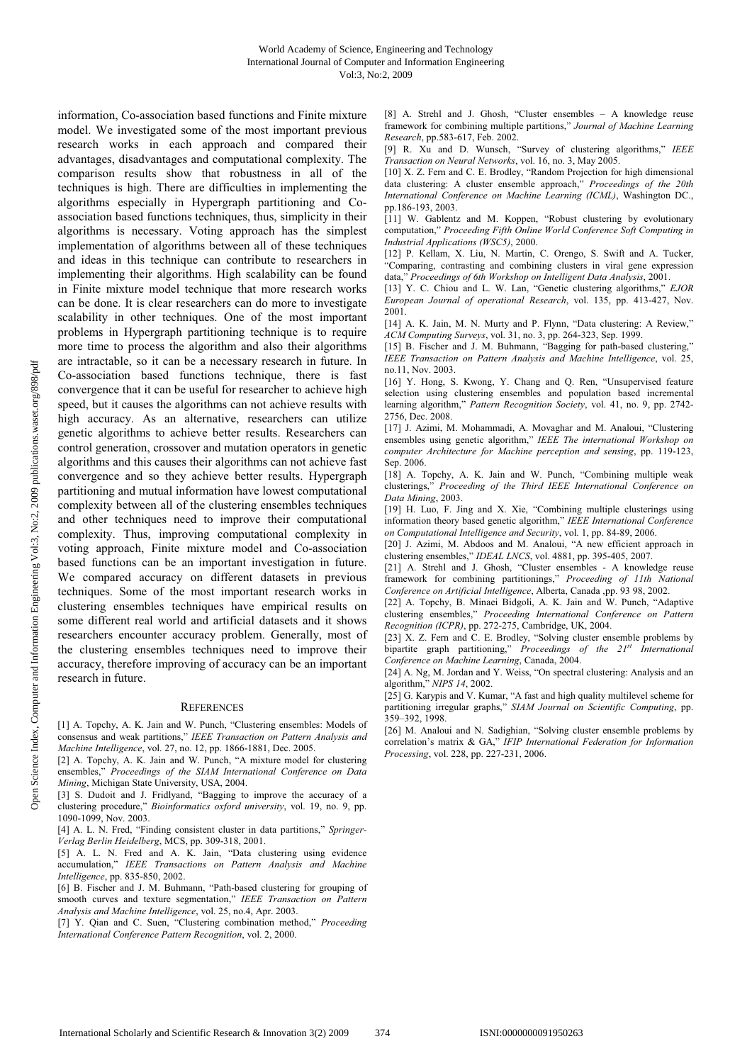information, Co-association based functions and Finite mixture model. We investigated some of the most important previous research works in each approach and compared their advantages, disadvantages and computational complexity. The comparison results show that robustness in all of the techniques is high. There are difficulties in implementing the algorithms especially in Hypergraph partitioning and Co-association based functions techniques, thus, simplicity in their algorithms is necessary. Voting approach has the simplest implementation of algorithms between all of these techniques and ideas in this technique can contribute to researchers in implementing their algorithms. High scalability can be found in Finite mixture model technique that more research works can be done. It is clear researchers can do more to investigate scalability in other techniques. One of the most important problems in Hypergraph partitioning technique is to require more time to process the algorithm and also their algorithms are intractable, so it can be a necessary research in future. In Co-association based functions technique, there is fast convergence that it can be useful for researcher to achieve high speed, but it causes the algorithms can not achieve results with high accuracy. As an alternative, researchers can utilize genetic algorithms to achieve better results. Researchers can control generation, crossover and mutation operators in genetic algorithms and this causes their algorithms can not achieve fast convergence and so they achieve better results. Hypergraph partitioning and mutual information have lowest computational complexity between all of the clustering ensembles techniques and other techniques need to improve their computational complexity. Thus, improving computational complexity in voting approach, Finite mixture model and Co-association based functions can be an important investigation in future. We compared accuracy on different datasets in previous techniques. Some of the most important research works in clustering ensembles techniques have empirical results on some different real world and artificial datasets and it shows researchers encounter accuracy problem. Generally, most of the clustering ensembles techniques need to improve their accuracy, therefore improving of accuracy can be an important research in future.

## References

[1] A. Topchy, A. K. Jain and W. Punch, "Clustering ensembles: Models of consensus and weak partitions," *IEEE Transaction on Pattern Analysis and Machine Intelligence*, vol. 27, no. 12, pp. 1866-1881, Dec. 2005.

[2] A. Topchy, A. K. Jain and W. Punch, "A mixture model for clustering ensembles," *Proceedings of the SIAM International Conference on Data Mining*, Michigan State University, USA, 2004.

[3] S. Dudoit and J. Fridlyand, "Bagging to improve the accuracy of a clustering procedure," *Bioinformatics oxford university*, vol. 19, no. 9, pp. 1090-1099, Nov. 2003.

[4] A. L. N. Fred, "Finding consistent cluster in data partitions," *Springer-Verlag Berlin Heidelberg*, MCS, pp. 309-318, 2001.

[5] A. L. N. Fred and A. K. Jain, "Data clustering using evidence accumulation," *IEEE Transactions on Pattern Analysis and Machine Intelligence*, pp. 835-850, 2002.

[6] B. Fischer and J. M. Buhmann, "Path-based clustering for grouping of smooth curves and texture segmentation," *IEEE Transaction on Pattern Analysis and Machine Intelligence*, vol. 25, no.4, Apr. 2003.

[7] Y. Qian and C. Suen, "Clustering combination method," *Proceeding International Conference Pattern Recognition*, vol. 2, 2000.

[8] A. Strehl and J. Ghosh, "Cluster ensembles – A knowledge reuse framework for combining multiple partitions," *Journal of Machine Learning Research*, pp.583-617, Feb. 2002.

[9] R. Xu and D. Wunsch, "Survey of clustering algorithms," *IEEE Transaction on Neural Networks*, vol. 16, no. 3, May 2005.

[10] X. Z. Fern and C. E. Brodley, "Random Projection for high dimensional data clustering: A cluster ensemble approach," *Proceedings of the 20th International Conference on Machine Learning (ICML)*, Washington DC., pp.186-193, 2003.

[11] W. Gablentz and M. Koppen, "Robust clustering by evolutionary computation," *Proceeding Fifth Online World Conference Soft Computing in Industrial Applications (WSC5)*, 2000.

[12] P. Kellam, X. Liu, N. Martin, C. Orengo, S. Swift and A. Tucker, "Comparing, contrasting and combining clusters in viral gene expression data," *Proceedings of 6th Workshop on Intelligent Data Analysis*, 2001.

[13] Y. C. Chiou and L. W. Lan, "Genetic clustering algorithms," *EJOR European Journal of operational Research*, vol. 135, pp. 413-427, Nov. 2001.

[14] A. K. Jain, M. N. Murty and P. Flynn, "Data clustering: A Review," *ACM Computing Surveys*, vol. 31, no. 3, pp. 264-323, Sep. 1999.

[15] B. Fischer and J. M. Buhmann, "Bagging for path-based clustering," *IEEE Transaction on Pattern Analysis and Machine Intelligence*, vol. 25, no.11, Nov. 2003.

[16] Y. Hong, S. Kwong, Y. Chang and Q. Ren, "Unsupervised feature selection using clustering ensembles and population based incremental learning algorithm," *Pattern Recognition Society*, vol. 41, no. 9, pp. 2742-2756, Dec. 2008.

[17] J. Azimi, M. Mohammadi, A. Movaghar and M. Analoui, "Clustering ensembles using genetic algorithm," *IEEE The international Workshop on computer Architecture for Machine perception and sensing*, pp. 119-123, Sep. 2006.

[18] A. Topchy, A. K. Jain and W. Punch, "Combining multiple weak clusterings," *Proceeding of the Third IEEE International Conference on Data Mining*, 2003.

[19] H. Luo, F. Jing and X. Xie, "Combining multiple clusterings using information theory based genetic algorithm," *IEEE International Conference on Computational Intelligence and Security*, vol. 1, pp. 84-89, 2006.

[20] J. Azimi, M. Abdoos and M. Analoui, "A new efficient approach in clustering ensembles," *IDEAL LNCS*, vol. 4881, pp. 395-405, 2007.

[21] A. Strehl and J. Ghosh, "Cluster ensembles - A knowledge reuse framework for combining partitionings," *Proceeding of 11th National Conference on Artificial Intelligence*, Alberta, Canada ,pp. 93 98, 2002.

[22] A. Topchy, B. Minaei Bidgoli, A. K. Jain and W. Punch, "Adaptive clustering ensembles," *Proceeding International Conference on Pattern Recognition (ICPR)*, pp. 272-275, Cambridge, UK, 2004.

[23] X. Z. Fern and C. E. Brodley, "Solving cluster ensemble problems by bipartite graph partitioning," *Proceedings of the 21st International Conference on Machine Learning*, Canada, 2004.

[24] A. Ng, M. Jordan and Y. Weiss, "On spectral clustering: Analysis and an algorithm," *NIPS 14*, 2002.

[25] G. Karypis and V. Kumar, "A fast and high quality multilevel scheme for partitioning irregular graphs," *SIAM Journal on Scientific Computing*, pp. 359–392, 1998.

[26] M. Analoui and N. Sadighian, "Solving cluster ensemble problems by correlation's matrix & GA," *IFIP International Federation for Information Processing*, vol. 228, pp. 227-231, 2006.